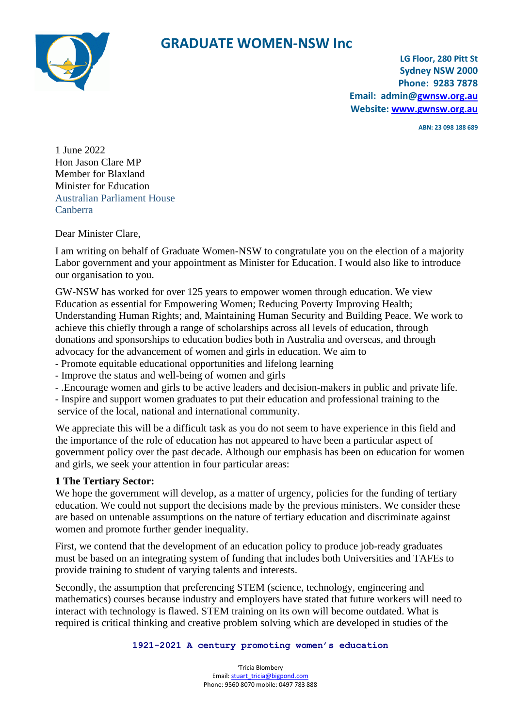# GRADUATE WOMEN-NSW Inc

**LG Floor, 280 Pitt St**
**Sydney NSW 2000**
**Phone: 9283 7878**
**Email: admin@gwnsw.org.au**
**Website: www.gwnsw.org.au**

**ABN: 23 098 188 689**

1 June 2022
Hon Jason Clare MP
Member for Blaxland
Minister for Education
Australian Parliament House
Canberra

Dear Minister Clare,

I am writing on behalf of Graduate Women-NSW to congratulate you on the election of a majority Labor government and your appointment as Minister for Education. I would also like to introduce our organisation to you.

GW-NSW has worked for over 125 years to empower women through education. We view Education as essential for Empowering Women; Reducing Poverty Improving Health; Understanding Human Rights; and, Maintaining Human Security and Building Peace. We work to achieve this chiefly through a range of scholarships across all levels of education, through donations and sponsorships to education bodies both in Australia and overseas, and through advocacy for the advancement of women and girls in education. We aim to

- Promote equitable educational opportunities and lifelong learning
- Improve the status and well-being of women and girls
- .Encourage women and girls to be active leaders and decision-makers in public and private life.
- Inspire and support women graduates to put their education and professional training to the service of the local, national and international community.

We appreciate this will be a difficult task as you do not seem to have experience in this field and the importance of the role of education has not appeared to have been a particular aspect of government policy over the past decade. Although our emphasis has been on education for women and girls, we seek your attention in four particular areas:

**1 The Tertiary Sector:**
We hope the government will develop, as a matter of urgency, policies for the funding of tertiary education. We could not support the decisions made by the previous ministers. We consider these are based on untenable assumptions on the nature of tertiary education and discriminate against women and promote further gender inequality.

First, we contend that the development of an education policy to produce job-ready graduates must be based on an integrating system of funding that includes both Universities and TAFEs to provide training to student of varying talents and interests.

Secondly, the assumption that preferencing STEM (science, technology, engineering and mathematics) courses because industry and employers have stated that future workers will need to interact with technology is flawed. STEM training on its own will become outdated. What is required is critical thinking and creative problem solving which are developed in studies of the

**1921-2021 A century promoting women's education**

'Tricia Blombery
Email: stuart_tricia@bigpond.com
Phone: 9560 8070 mobile: 0497 783 888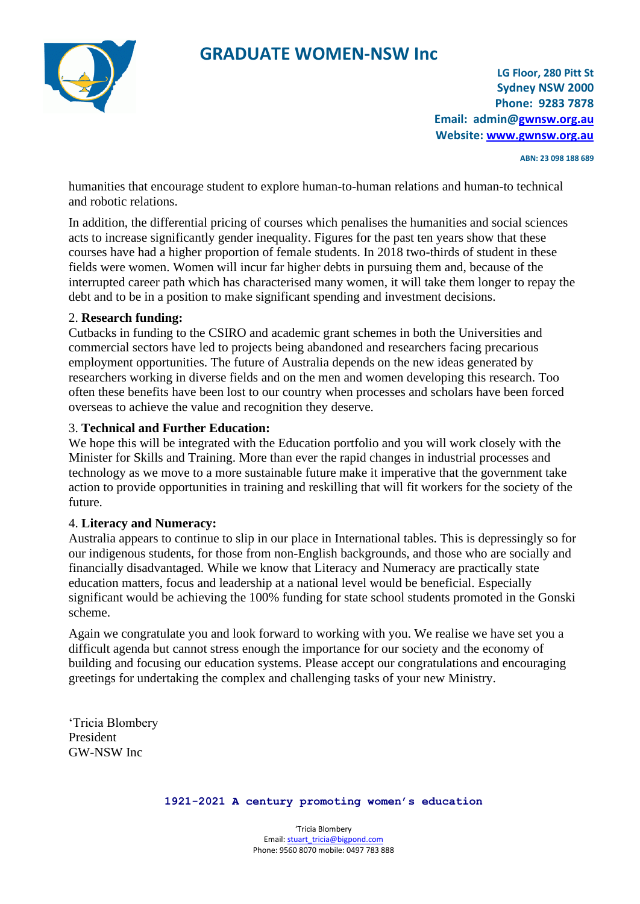# GRADUATE WOMEN-NSW Inc

**LG Floor, 280 Pitt St**
**Sydney NSW 2000**
**Phone: 9283 7878**
**Email: admin@gwnsw.org.au**
**Website: www.gwnsw.org.au**

**ABN: 23 098 188 689**

humanities that encourage student to explore human-to-human relations and human-to technical and robotic relations.

In addition, the differential pricing of courses which penalises the humanities and social sciences acts to increase significantly gender inequality. Figures for the past ten years show that these courses have had a higher proportion of female students. In 2018 two-thirds of student in these fields were women. Women will incur far higher debts in pursuing them and, because of the interrupted career path which has characterised many women, it will take them longer to repay the debt and to be in a position to make significant spending and investment decisions.

2. **Research funding:**
Cutbacks in funding to the CSIRO and academic grant schemes in both the Universities and commercial sectors have led to projects being abandoned and researchers facing precarious employment opportunities. The future of Australia depends on the new ideas generated by researchers working in diverse fields and on the men and women developing this research. Too often these benefits have been lost to our country when processes and scholars have been forced overseas to achieve the value and recognition they deserve.

3. **Technical and Further Education:**
We hope this will be integrated with the Education portfolio and you will work closely with the Minister for Skills and Training. More than ever the rapid changes in industrial processes and technology as we move to a more sustainable future make it imperative that the government take action to provide opportunities in training and reskilling that will fit workers for the society of the future.

4. **Literacy and Numeracy:**
Australia appears to continue to slip in our place in International tables. This is depressingly so for our indigenous students, for those from non-English backgrounds, and those who are socially and financially disadvantaged. While we know that Literacy and Numeracy are practically state education matters, focus and leadership at a national level would be beneficial. Especially significant would be achieving the 100% funding for state school students promoted in the Gonski scheme.

Again we congratulate you and look forward to working with you. We realise we have set you a difficult agenda but cannot stress enough the importance for our society and the economy of building and focusing our education systems. Please accept our congratulations and encouraging greetings for undertaking the complex and challenging tasks of your new Ministry.

'Tricia Blombery
President
GW-NSW Inc

**1921-2021 A century promoting women's education**

'Tricia Blombery
Email: stuart_tricia@bigpond.com
Phone: 9560 8070 mobile: 0497 783 888